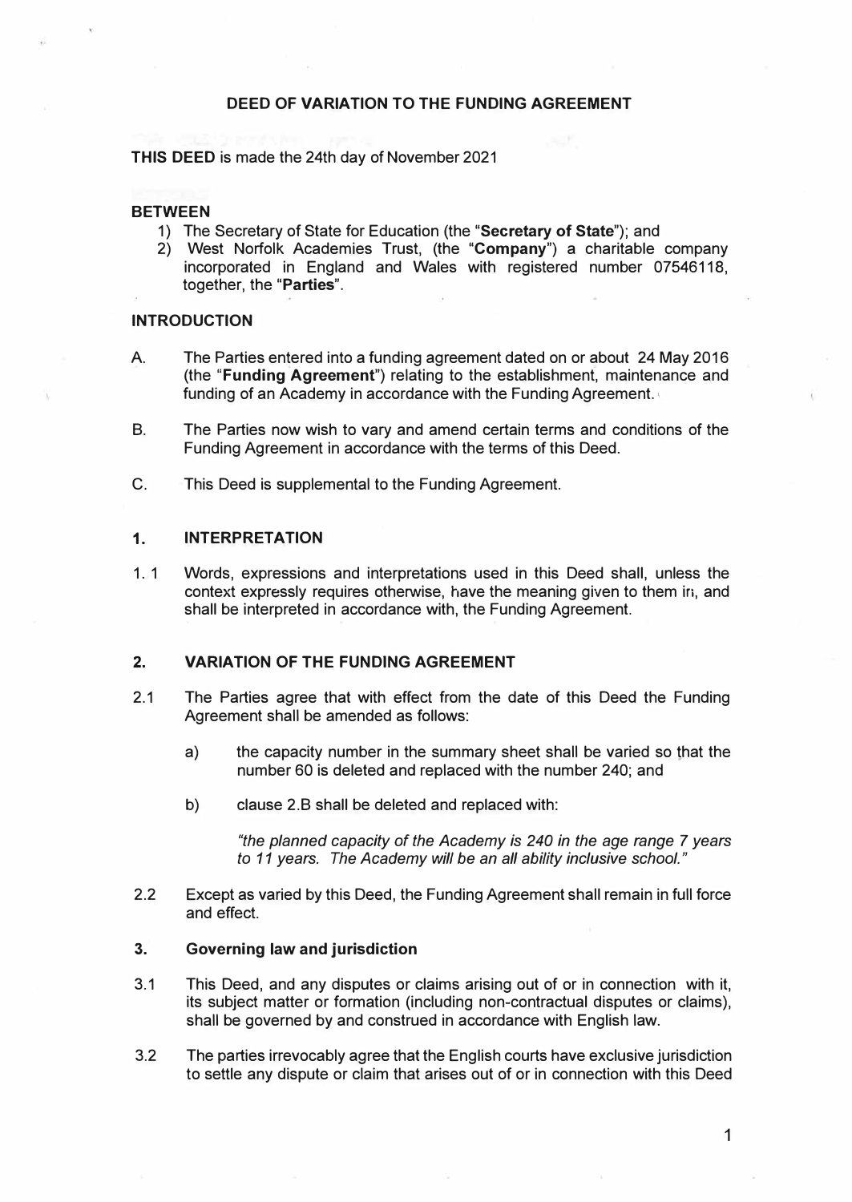# DEED OF VARIATION TO THE FUNDING AGREEMENT

**THIS DEED** is made the 24th day of November 2021

**BETWEEN**

1) The Secretary of State for Education (the "**Secretary of State**"); and
2) West Norfolk Academies Trust, (the "**Company**") a charitable company incorporated in England and Wales with registered number 07546118, together, the "**Parties**".

**INTRODUCTION**

A. The Parties entered into a funding agreement dated on or about 24 May 2016 (the "**Funding Agreement**") relating to the establishment, maintenance and funding of an Academy in accordance with the Funding Agreement.

B. The Parties now wish to vary and amend certain terms and conditions of the Funding Agreement in accordance with the terms of this Deed.

C. This Deed is supplemental to the Funding Agreement.

## 1. INTERPRETATION

1.1 Words, expressions and interpretations used in this Deed shall, unless the context expressly requires otherwise, have the meaning given to them in, and shall be interpreted in accordance with, the Funding Agreement.

## 2. VARIATION OF THE FUNDING AGREEMENT

2.1 The Parties agree that with effect from the date of this Deed the Funding Agreement shall be amended as follows:

a) the capacity number in the summary sheet shall be varied so that the number 60 is deleted and replaced with the number 240; and

b) clause 2.B shall be deleted and replaced with:

*"the planned capacity of the Academy is 240 in the age range 7 years to 11 years. The Academy will be an all ability inclusive school."*

2.2 Except as varied by this Deed, the Funding Agreement shall remain in full force and effect.

## 3. Governing law and jurisdiction

3.1 This Deed, and any disputes or claims arising out of or in connection with it, its subject matter or formation (including non-contractual disputes or claims), shall be governed by and construed in accordance with English law.

3.2 The parties irrevocably agree that the English courts have exclusive jurisdiction to settle any dispute or claim that arises out of or in connection with this Deed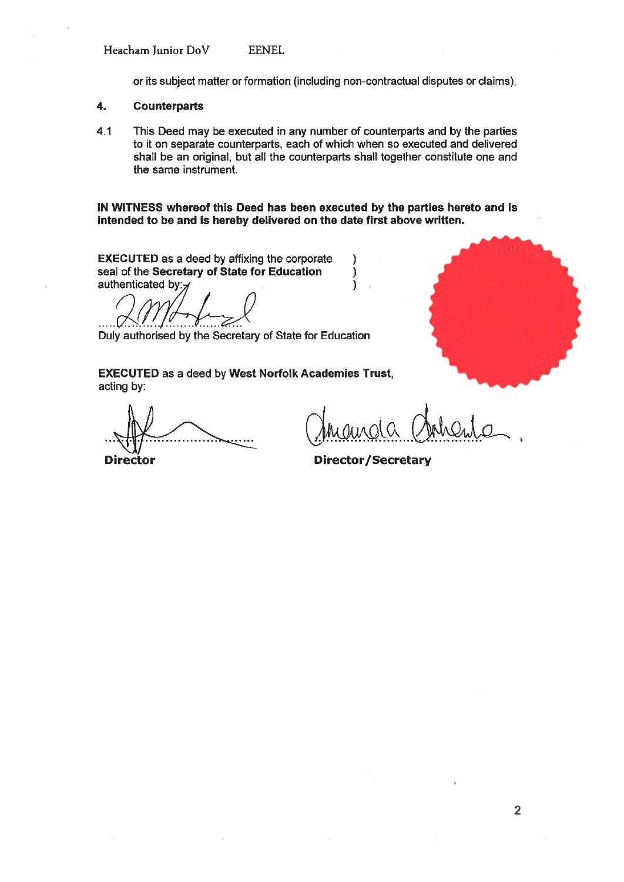or its subject matter or formation (including non-contractual disputes or claims).

## 4. Counterparts

4.1 This Deed may be executed in any number of counterparts and by the parties to it on separate counterparts, each of which when so executed and delivered shall be an original, but all the counterparts shall together constitute one and the same instrument.

**IN WITNESS whereof this Deed has been executed by the parties hereto and is intended to be and is hereby delivered on the date first above written.**

**EXECUTED** as a deed by affixing the corporate seal of the **Secretary of State for Education** authenticated by: )

..................................

Duly authorised by the Secretary of State for Education

**EXECUTED** as a deed by **West Norfolk Academies Trust**, acting by:

..................................
**Director**

..................................
**Director/Secretary**